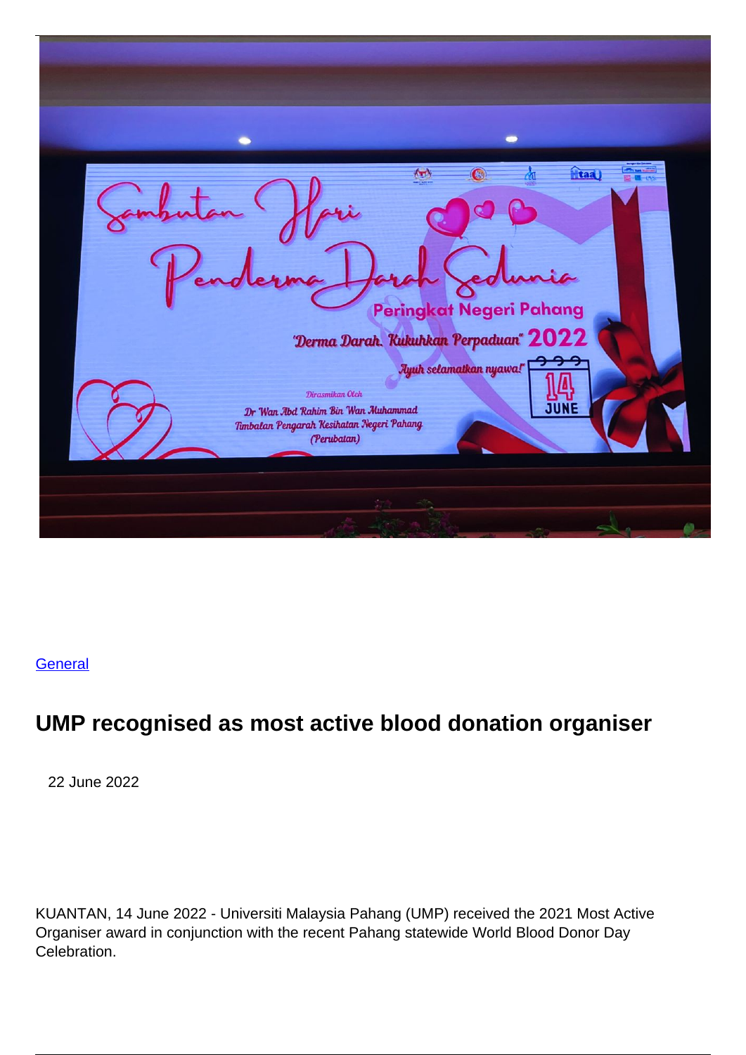[General](#)

## UMP recognised as most active blood donation organiser

22 June 2022

KUANTAN, 14 June 2022 - Universiti Malaysia Pahang (UMP) received the 2021 Most Active Organiser award in conjunction with the recent Pahang statewide World Blood Donor Day Celebration.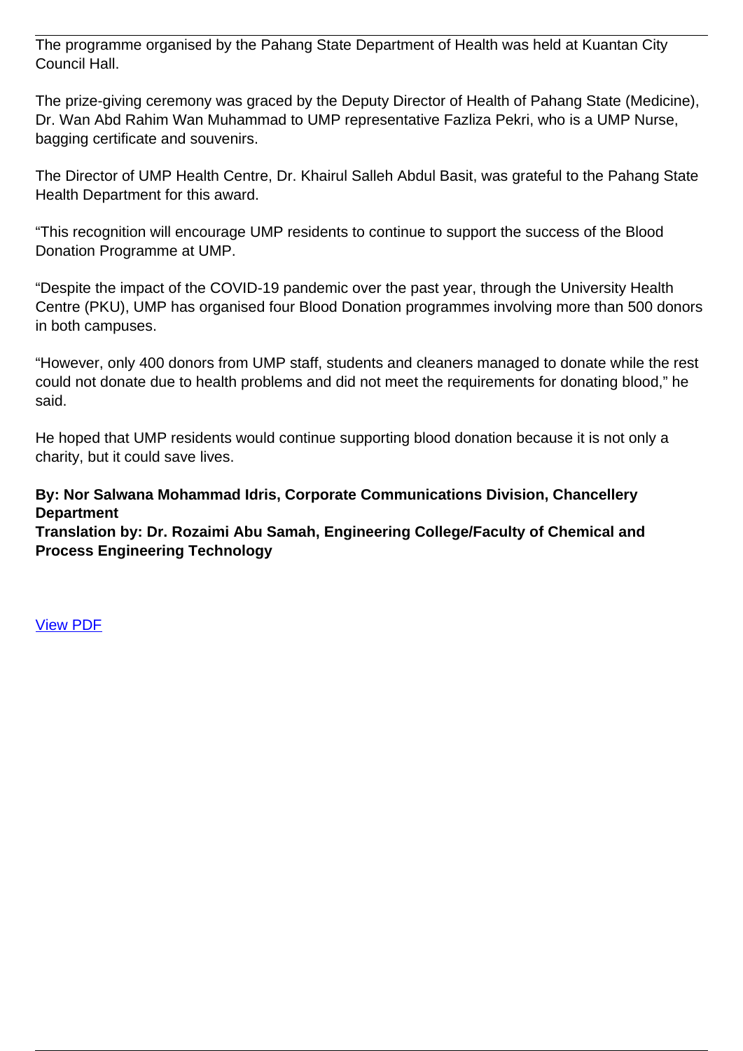The programme organised by the Pahang State Department of Health was held at Kuantan City Council Hall.

The prize-giving ceremony was graced by the Deputy Director of Health of Pahang State (Medicine), Dr. Wan Abd Rahim Wan Muhammad to UMP representative Fazliza Pekri, who is a UMP Nurse, bagging certificate and souvenirs.

The Director of UMP Health Centre, Dr. Khairul Salleh Abdul Basit, was grateful to the Pahang State Health Department for this award.

“This recognition will encourage UMP residents to continue to support the success of the Blood Donation Programme at UMP.

“Despite the impact of the COVID-19 pandemic over the past year, through the University Health Centre (PKU), UMP has organised four Blood Donation programmes involving more than 500 donors in both campuses.

“However, only 400 donors from UMP staff, students and cleaners managed to donate while the rest could not donate due to health problems and did not meet the requirements for donating blood,” he said.

He hoped that UMP residents would continue supporting blood donation because it is not only a charity, but it could save lives.

**By: Nor Salwana Mohammad Idris, Corporate Communications Division, Chancellery Department**
**Translation by: Dr. Rozaimi Abu Samah, Engineering College/Faculty of Chemical and Process Engineering Technology**

View PDF